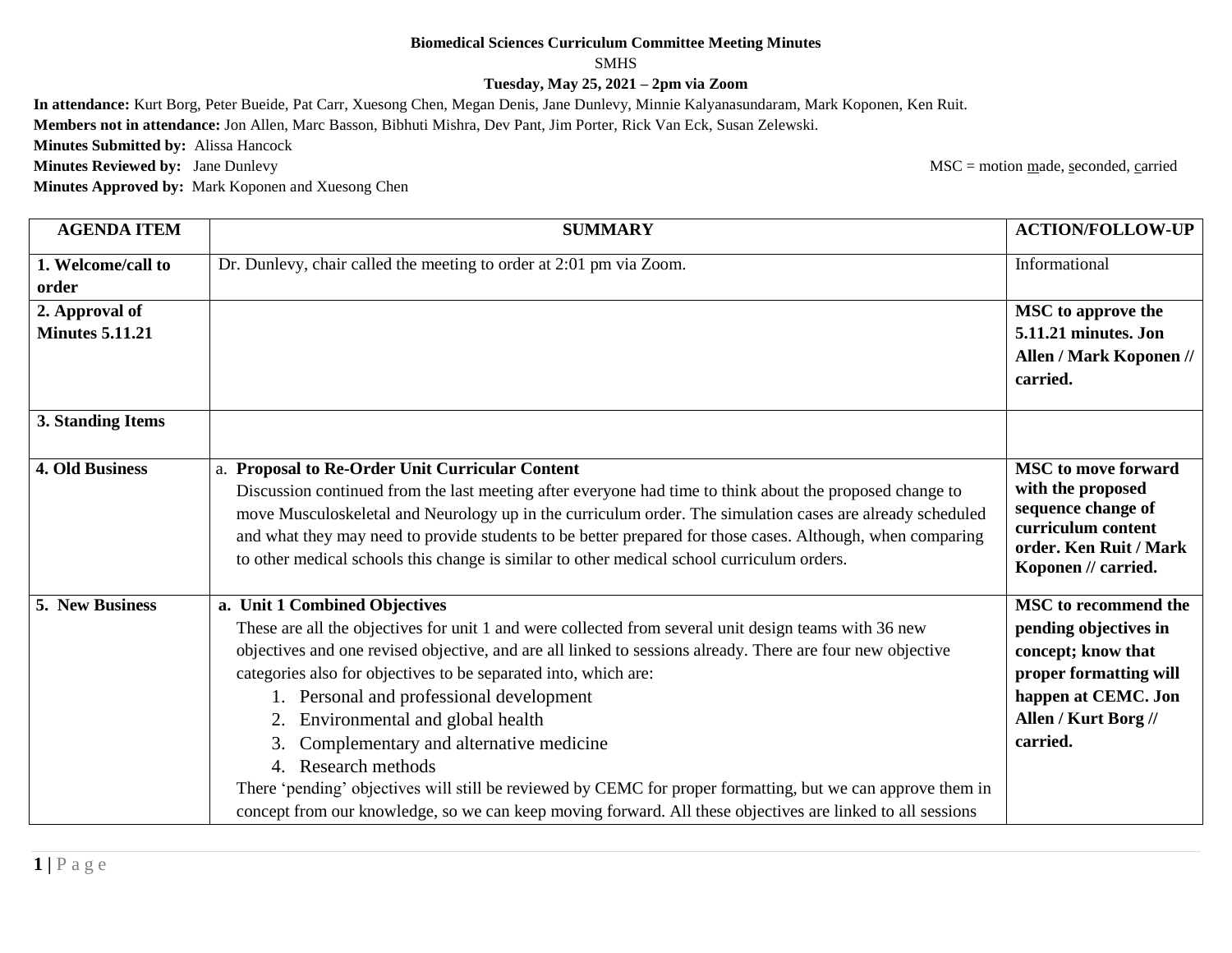**Biomedical Sciences Curriculum Committee Meeting Minutes**

SMHS

**Tuesday, May 25, 2021 – 2pm via Zoom**

**In attendance:** Kurt Borg, Peter Bueide, Pat Carr, Xuesong Chen, Megan Denis, Jane Dunlevy, Minnie Kalyanasundaram, Mark Koponen, Ken Ruit.

**Members not in attendance:** Jon Allen, Marc Basson, Bibhuti Mishra, Dev Pant, Jim Porter, Rick Van Eck, Susan Zelewski.

**Minutes Submitted by:** Alissa Hancock

**Minutes Reviewed by:** Jane Dunlevy

MSC = motion made, seconded, carried

**Minutes Approved by:** Mark Koponen and Xuesong Chen

| AGENDA ITEM | SUMMARY | ACTION/FOLLOW-UP |
|---|---|---|
| **1. Welcome/call to order** | Dr. Dunlevy, chair called the meeting to order at 2:01 pm via Zoom. | Informational |
| **2. Approval of Minutes 5.11.21** | | **MSC to approve the 5.11.21 minutes. Jon Allen / Mark Koponen // carried.** |
| **3. Standing Items** | | |
| **4. Old Business** | a. **Proposal to Re-Order Unit Curricular Content**<br>Discussion continued from the last meeting after everyone had time to think about the proposed change to move Musculoskeletal and Neurology up in the curriculum order. The simulation cases are already scheduled and what they may need to provide students to be better prepared for those cases. Although, when comparing to other medical schools this change is similar to other medical school curriculum orders. | **MSC to move forward with the proposed sequence change of curriculum content order. Ken Ruit / Mark Koponen // carried.** |
| **5. New Business** | **a. Unit 1 Combined Objectives**<br>These are all the objectives for unit 1 and were collected from several unit design teams with 36 new objectives and one revised objective, and are all linked to sessions already. There are four new objective categories also for objectives to be separated into, which are:<br>1. Personal and professional development<br>2. Environmental and global health<br>3. Complementary and alternative medicine<br>4. Research methods<br>There 'pending' objectives will still be reviewed by CEMC for proper formatting, but we can approve them in concept from our knowledge, so we can keep moving forward. All these objectives are linked to all sessions | **MSC to recommend the pending objectives in concept; know that proper formatting will happen at CEMC. Jon Allen / Kurt Borg // carried.** |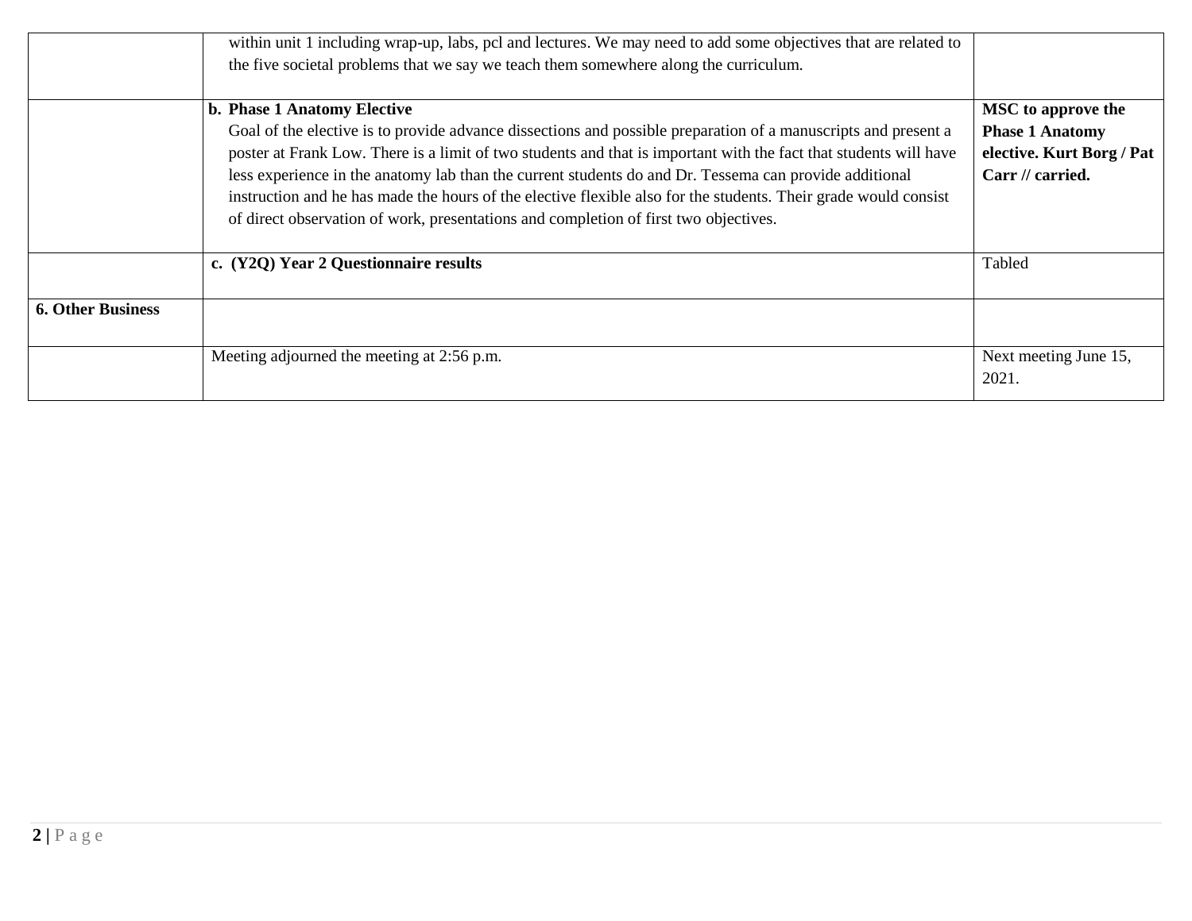| | | |
|---|---|---|
| | within unit 1 including wrap-up, labs, pcl and lectures. We may need to add some objectives that are related to the five societal problems that we say we teach them somewhere along the curriculum. | |
| | **b. Phase 1 Anatomy Elective** Goal of the elective is to provide advance dissections and possible preparation of a manuscripts and present a poster at Frank Low. There is a limit of two students and that is important with the fact that students will have less experience in the anatomy lab than the current students do and Dr. Tessema can provide additional instruction and he has made the hours of the elective flexible also for the students. Their grade would consist of direct observation of work, presentations and completion of first two objectives. | **MSC to approve the Phase 1 Anatomy elective. Kurt Borg / Pat Carr // carried.** |
| | **c. (Y2Q) Year 2 Questionnaire results** | Tabled |
| **6. Other Business** | | |
| | Meeting adjourned the meeting at 2:56 p.m. | Next meeting June 15, 2021. |